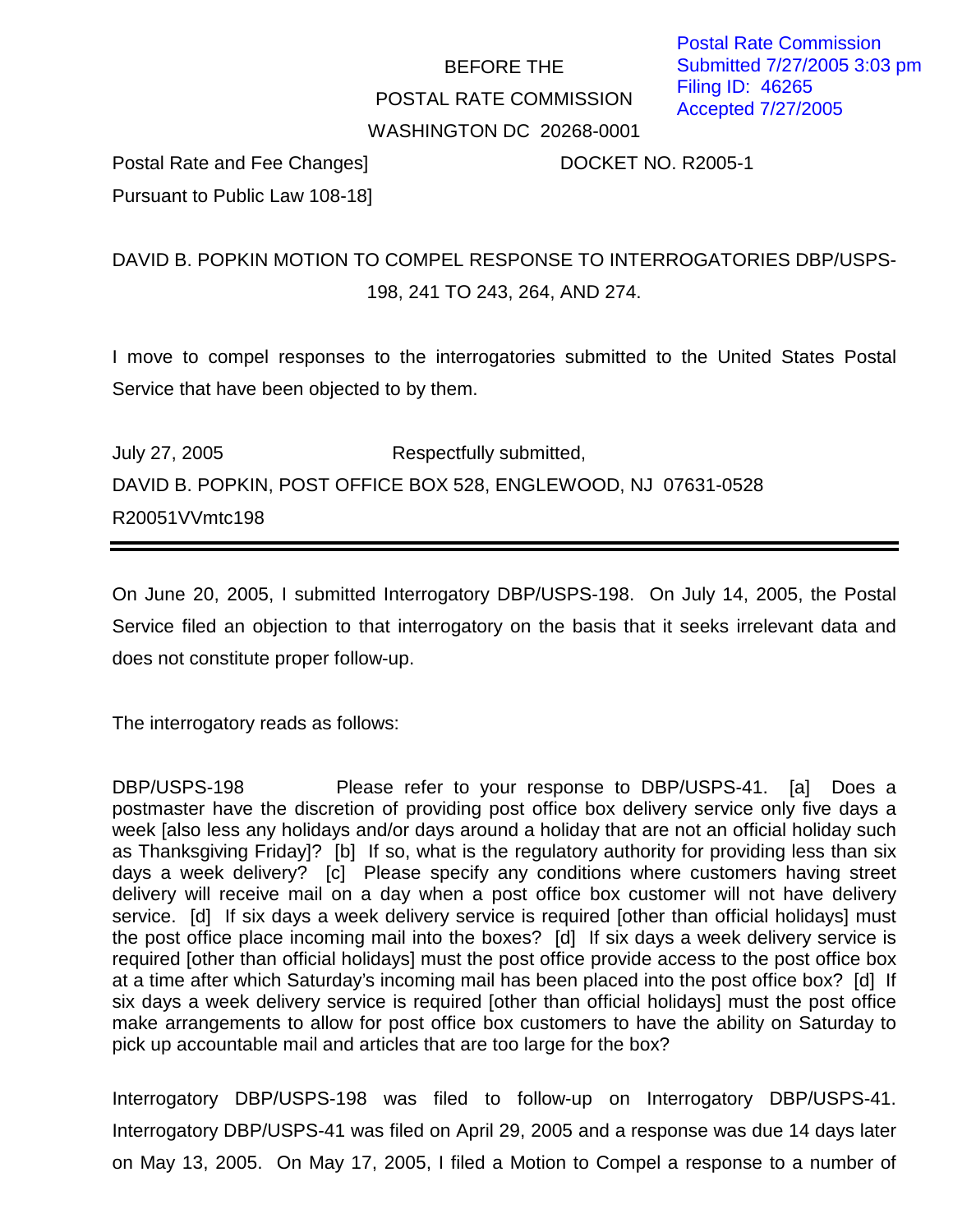Postal Rate Commission
Submitted 7/27/2005 3:03 pm
Filing ID: 46265
Accepted 7/27/2005

BEFORE THE

POSTAL RATE COMMISSION

WASHINGTON DC 20268-0001

Postal Rate and Fee Changes] DOCKET NO. R2005-1

Pursuant to Public Law 108-18]

DAVID B. POPKIN MOTION TO COMPEL RESPONSE TO INTERROGATORIES DBP/USPS-198, 241 TO 243, 264, AND 274.

I move to compel responses to the interrogatories submitted to the United States Postal Service that have been objected to by them.

July 27, 2005 Respectfully submitted,

DAVID B. POPKIN, POST OFFICE BOX 528, ENGLEWOOD, NJ 07631-0528

R20051VVmtc198

---

On June 20, 2005, I submitted Interrogatory DBP/USPS-198. On July 14, 2005, the Postal Service filed an objection to that interrogatory on the basis that it seeks irrelevant data and does not constitute proper follow-up.

The interrogatory reads as follows:

DBP/USPS-198 Please refer to your response to DBP/USPS-41. [a] Does a postmaster have the discretion of providing post office box delivery service only five days a week [also less any holidays and/or days around a holiday that are not an official holiday such as Thanksgiving Friday]? [b] If so, what is the regulatory authority for providing less than six days a week delivery? [c] Please specify any conditions where customers having street delivery will receive mail on a day when a post office box customer will not have delivery service. [d] If six days a week delivery service is required [other than official holidays] must the post office place incoming mail into the boxes? [d] If six days a week delivery service is required [other than official holidays] must the post office provide access to the post office box at a time after which Saturday's incoming mail has been placed into the post office box? [d] If six days a week delivery service is required [other than official holidays] must the post office make arrangements to allow for post office box customers to have the ability on Saturday to pick up accountable mail and articles that are too large for the box?

Interrogatory DBP/USPS-198 was filed to follow-up on Interrogatory DBP/USPS-41. Interrogatory DBP/USPS-41 was filed on April 29, 2005 and a response was due 14 days later on May 13, 2005. On May 17, 2005, I filed a Motion to Compel a response to a number of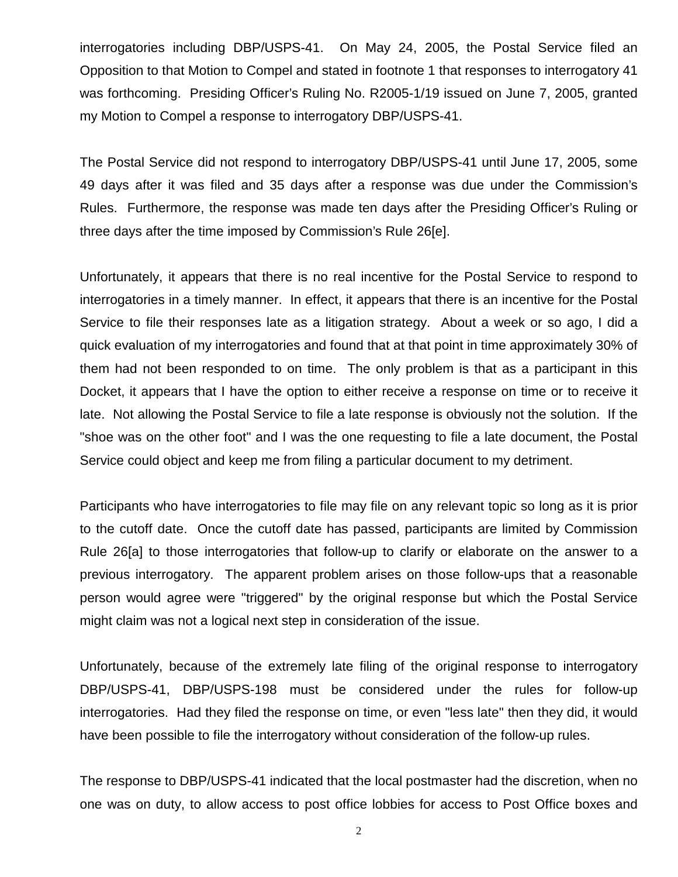interrogatories including DBP/USPS-41. On May 24, 2005, the Postal Service filed an Opposition to that Motion to Compel and stated in footnote 1 that responses to interrogatory 41 was forthcoming. Presiding Officer's Ruling No. R2005-1/19 issued on June 7, 2005, granted my Motion to Compel a response to interrogatory DBP/USPS-41.

The Postal Service did not respond to interrogatory DBP/USPS-41 until June 17, 2005, some 49 days after it was filed and 35 days after a response was due under the Commission's Rules. Furthermore, the response was made ten days after the Presiding Officer's Ruling or three days after the time imposed by Commission's Rule 26[e].

Unfortunately, it appears that there is no real incentive for the Postal Service to respond to interrogatories in a timely manner. In effect, it appears that there is an incentive for the Postal Service to file their responses late as a litigation strategy. About a week or so ago, I did a quick evaluation of my interrogatories and found that at that point in time approximately 30% of them had not been responded to on time. The only problem is that as a participant in this Docket, it appears that I have the option to either receive a response on time or to receive it late. Not allowing the Postal Service to file a late response is obviously not the solution. If the "shoe was on the other foot" and I was the one requesting to file a late document, the Postal Service could object and keep me from filing a particular document to my detriment.

Participants who have interrogatories to file may file on any relevant topic so long as it is prior to the cutoff date. Once the cutoff date has passed, participants are limited by Commission Rule 26[a] to those interrogatories that follow-up to clarify or elaborate on the answer to a previous interrogatory. The apparent problem arises on those follow-ups that a reasonable person would agree were "triggered" by the original response but which the Postal Service might claim was not a logical next step in consideration of the issue.

Unfortunately, because of the extremely late filing of the original response to interrogatory DBP/USPS-41, DBP/USPS-198 must be considered under the rules for follow-up interrogatories. Had they filed the response on time, or even "less late" then they did, it would have been possible to file the interrogatory without consideration of the follow-up rules.

The response to DBP/USPS-41 indicated that the local postmaster had the discretion, when no one was on duty, to allow access to post office lobbies for access to Post Office boxes and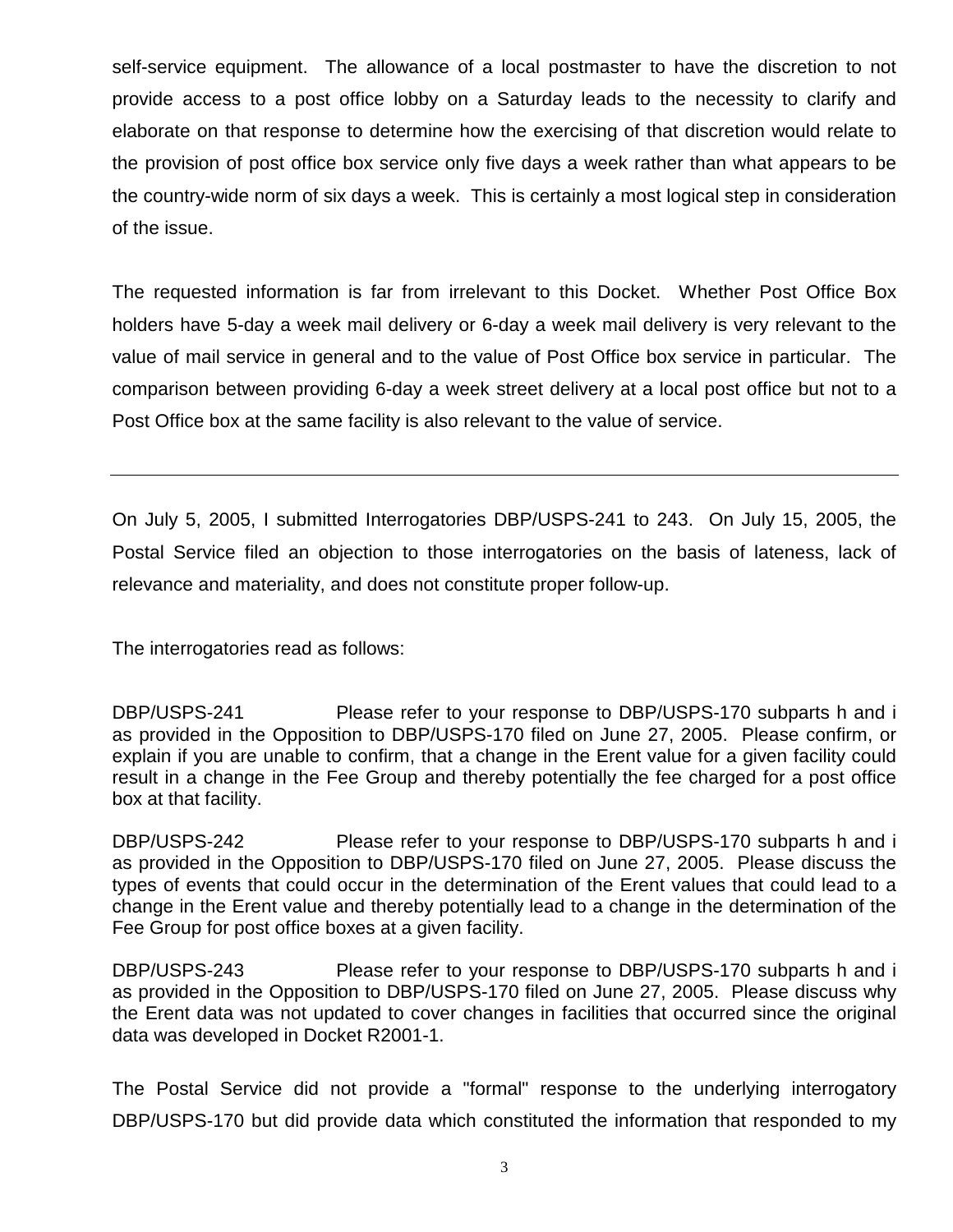self-service equipment. The allowance of a local postmaster to have the discretion to not provide access to a post office lobby on a Saturday leads to the necessity to clarify and elaborate on that response to determine how the exercising of that discretion would relate to the provision of post office box service only five days a week rather than what appears to be the country-wide norm of six days a week. This is certainly a most logical step in consideration of the issue.

The requested information is far from irrelevant to this Docket. Whether Post Office Box holders have 5-day a week mail delivery or 6-day a week mail delivery is very relevant to the value of mail service in general and to the value of Post Office box service in particular. The comparison between providing 6-day a week street delivery at a local post office but not to a Post Office box at the same facility is also relevant to the value of service.

---

On July 5, 2005, I submitted Interrogatories DBP/USPS-241 to 243. On July 15, 2005, the Postal Service filed an objection to those interrogatories on the basis of lateness, lack of relevance and materiality, and does not constitute proper follow-up.

The interrogatories read as follows:

DBP/USPS-241 Please refer to your response to DBP/USPS-170 subparts h and i as provided in the Opposition to DBP/USPS-170 filed on June 27, 2005. Please confirm, or explain if you are unable to confirm, that a change in the Erent value for a given facility could result in a change in the Fee Group and thereby potentially the fee charged for a post office box at that facility.

DBP/USPS-242 Please refer to your response to DBP/USPS-170 subparts h and i as provided in the Opposition to DBP/USPS-170 filed on June 27, 2005. Please discuss the types of events that could occur in the determination of the Erent values that could lead to a change in the Erent value and thereby potentially lead to a change in the determination of the Fee Group for post office boxes at a given facility.

DBP/USPS-243 Please refer to your response to DBP/USPS-170 subparts h and i as provided in the Opposition to DBP/USPS-170 filed on June 27, 2005. Please discuss why the Erent data was not updated to cover changes in facilities that occurred since the original data was developed in Docket R2001-1.

The Postal Service did not provide a "formal" response to the underlying interrogatory DBP/USPS-170 but did provide data which constituted the information that responded to my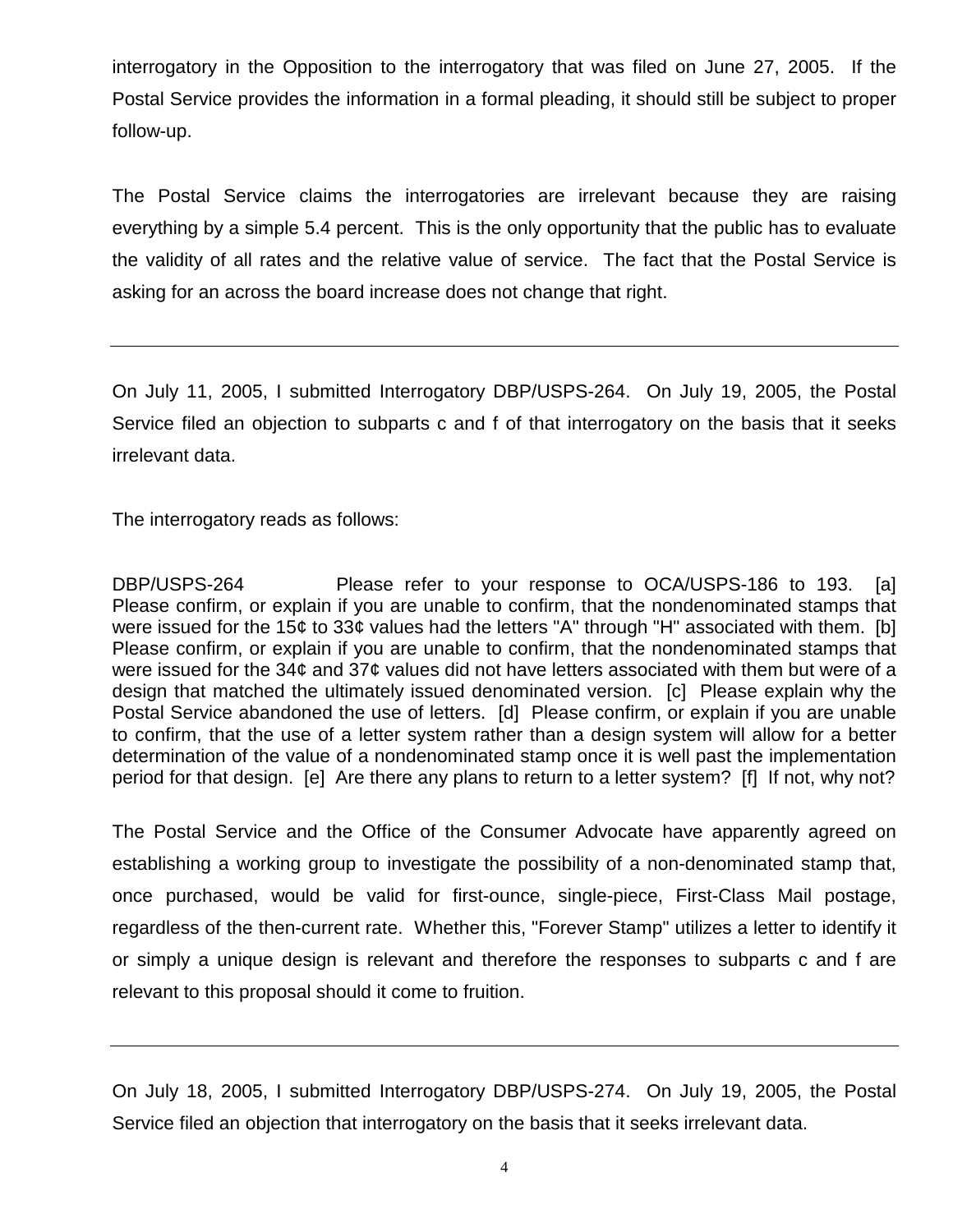interrogatory in the Opposition to the interrogatory that was filed on June 27, 2005. If the Postal Service provides the information in a formal pleading, it should still be subject to proper follow-up.

The Postal Service claims the interrogatories are irrelevant because they are raising everything by a simple 5.4 percent. This is the only opportunity that the public has to evaluate the validity of all rates and the relative value of service. The fact that the Postal Service is asking for an across the board increase does not change that right.

---

On July 11, 2005, I submitted Interrogatory DBP/USPS-264. On July 19, 2005, the Postal Service filed an objection to subparts c and f of that interrogatory on the basis that it seeks irrelevant data.

The interrogatory reads as follows:

DBP/USPS-264 Please refer to your response to OCA/USPS-186 to 193. [a] Please confirm, or explain if you are unable to confirm, that the nondenominated stamps that were issued for the 15¢ to 33¢ values had the letters "A" through "H" associated with them. [b] Please confirm, or explain if you are unable to confirm, that the nondenominated stamps that were issued for the 34¢ and 37¢ values did not have letters associated with them but were of a design that matched the ultimately issued denominated version. [c] Please explain why the Postal Service abandoned the use of letters. [d] Please confirm, or explain if you are unable to confirm, that the use of a letter system rather than a design system will allow for a better determination of the value of a nondenominated stamp once it is well past the implementation period for that design. [e] Are there any plans to return to a letter system? [f] If not, why not?

The Postal Service and the Office of the Consumer Advocate have apparently agreed on establishing a working group to investigate the possibility of a non-denominated stamp that, once purchased, would be valid for first-ounce, single-piece, First-Class Mail postage, regardless of the then-current rate. Whether this, "Forever Stamp" utilizes a letter to identify it or simply a unique design is relevant and therefore the responses to subparts c and f are relevant to this proposal should it come to fruition.

---

On July 18, 2005, I submitted Interrogatory DBP/USPS-274. On July 19, 2005, the Postal Service filed an objection that interrogatory on the basis that it seeks irrelevant data.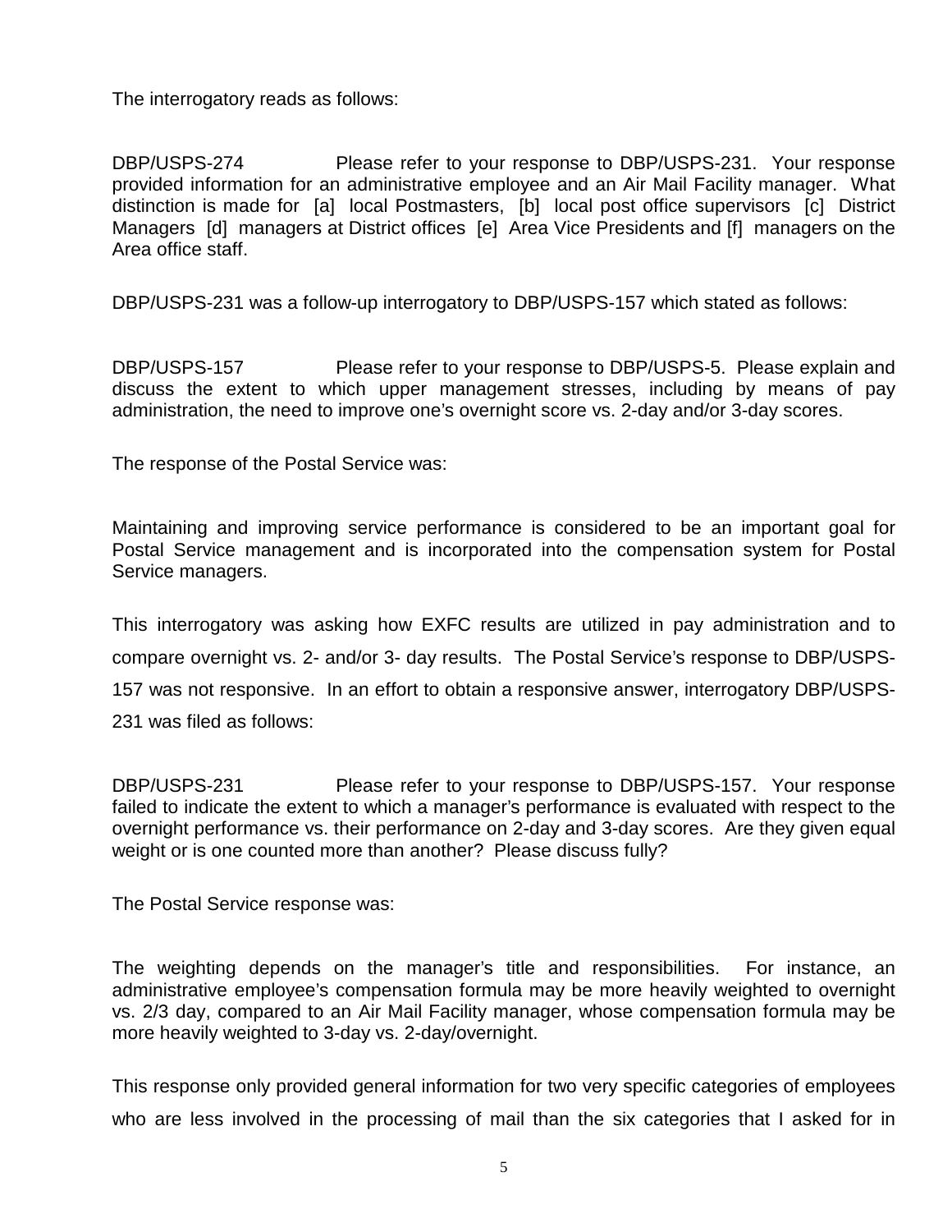The interrogatory reads as follows:

DBP/USPS-274 Please refer to your response to DBP/USPS-231. Your response provided information for an administrative employee and an Air Mail Facility manager. What distinction is made for [a] local Postmasters, [b] local post office supervisors [c] District Managers [d] managers at District offices [e] Area Vice Presidents and [f] managers on the Area office staff.

DBP/USPS-231 was a follow-up interrogatory to DBP/USPS-157 which stated as follows:

DBP/USPS-157 Please refer to your response to DBP/USPS-5. Please explain and discuss the extent to which upper management stresses, including by means of pay administration, the need to improve one's overnight score vs. 2-day and/or 3-day scores.

The response of the Postal Service was:

Maintaining and improving service performance is considered to be an important goal for Postal Service management and is incorporated into the compensation system for Postal Service managers.

This interrogatory was asking how EXFC results are utilized in pay administration and to compare overnight vs. 2- and/or 3- day results. The Postal Service's response to DBP/USPS-157 was not responsive. In an effort to obtain a responsive answer, interrogatory DBP/USPS-231 was filed as follows:

DBP/USPS-231 Please refer to your response to DBP/USPS-157. Your response failed to indicate the extent to which a manager's performance is evaluated with respect to the overnight performance vs. their performance on 2-day and 3-day scores. Are they given equal weight or is one counted more than another? Please discuss fully?

The Postal Service response was:

The weighting depends on the manager's title and responsibilities. For instance, an administrative employee's compensation formula may be more heavily weighted to overnight vs. 2/3 day, compared to an Air Mail Facility manager, whose compensation formula may be more heavily weighted to 3-day vs. 2-day/overnight.

This response only provided general information for two very specific categories of employees who are less involved in the processing of mail than the six categories that I asked for in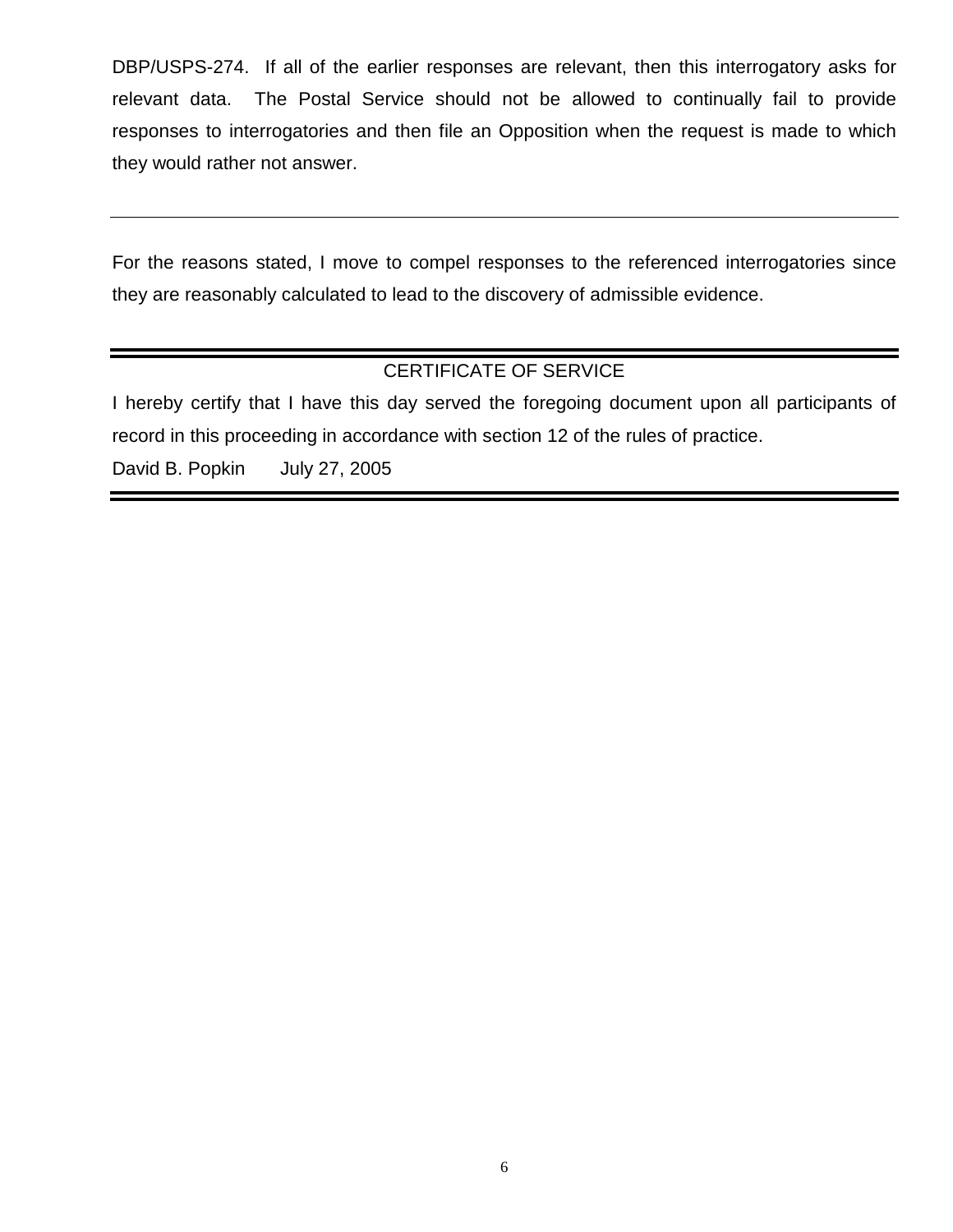DBP/USPS-274. If all of the earlier responses are relevant, then this interrogatory asks for relevant data. The Postal Service should not be allowed to continually fail to provide responses to interrogatories and then file an Opposition when the request is made to which they would rather not answer.

---

For the reasons stated, I move to compel responses to the referenced interrogatories since they are reasonably calculated to lead to the discovery of admissible evidence.

---

CERTIFICATE OF SERVICE

I hereby certify that I have this day served the foregoing document upon all participants of record in this proceeding in accordance with section 12 of the rules of practice.

David B. Popkin July 27, 2005

---